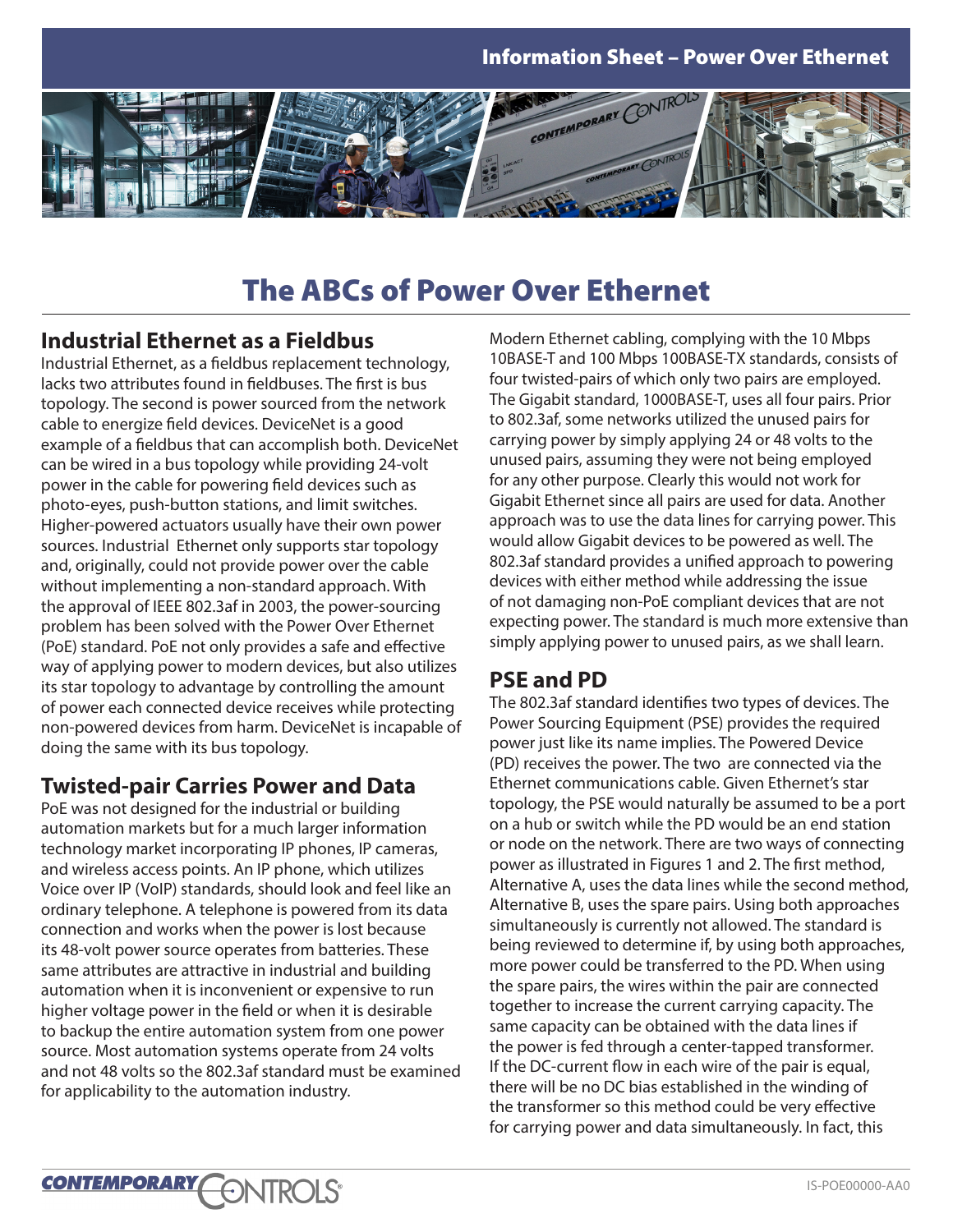# The ABCs of Power Over Ethernet

## Industrial Ethernet as a Fieldbus

Industrial Ethernet, as a fieldbus replacement technology, lacks two attributes found in fieldbuses. The first is bus topology. The second is power sourced from the network cable to energize field devices. DeviceNet is a good example of a fieldbus that can accomplish both. DeviceNet can be wired in a bus topology while providing 24-volt power in the cable for powering field devices such as photo-eyes, push-button stations, and limit switches. Higher-powered actuators usually have their own power sources. Industrial Ethernet only supports star topology and, originally, could not provide power over the cable without implementing a non-standard approach. With the approval of IEEE 802.3af in 2003, the power-sourcing problem has been solved with the Power Over Ethernet (PoE) standard. PoE not only provides a safe and effective way of applying power to modern devices, but also utilizes its star topology to advantage by controlling the amount of power each connected device receives while protecting non-powered devices from harm. DeviceNet is incapable of doing the same with its bus topology.

## Twisted-pair Carries Power and Data

PoE was not designed for the industrial or building automation markets but for a much larger information technology market incorporating IP phones, IP cameras, and wireless access points. An IP phone, which utilizes Voice over IP (VoIP) standards, should look and feel like an ordinary telephone. A telephone is powered from its data connection and works when the power is lost because its 48-volt power source operates from batteries. These same attributes are attractive in industrial and building automation when it is inconvenient or expensive to run higher voltage power in the field or when it is desirable to backup the entire automation system from one power source. Most automation systems operate from 24 volts and not 48 volts so the 802.3af standard must be examined for applicability to the automation industry.

Modern Ethernet cabling, complying with the 10 Mbps 10BASE-T and 100 Mbps 100BASE-TX standards, consists of four twisted-pairs of which only two pairs are employed. The Gigabit standard, 1000BASE-T, uses all four pairs. Prior to 802.3af, some networks utilized the unused pairs for carrying power by simply applying 24 or 48 volts to the unused pairs, assuming they were not being employed for any other purpose. Clearly this would not work for Gigabit Ethernet since all pairs are used for data. Another approach was to use the data lines for carrying power. This would allow Gigabit devices to be powered as well. The 802.3af standard provides a unified approach to powering devices with either method while addressing the issue of not damaging non-PoE compliant devices that are not expecting power. The standard is much more extensive than simply applying power to unused pairs, as we shall learn.

## PSE and PD

The 802.3af standard identifies two types of devices. The Power Sourcing Equipment (PSE) provides the required power just like its name implies. The Powered Device (PD) receives the power. The two are connected via the Ethernet communications cable. Given Ethernet's star topology, the PSE would naturally be assumed to be a port on a hub or switch while the PD would be an end station or node on the network. There are two ways of connecting power as illustrated in Figures 1 and 2. The first method, Alternative A, uses the data lines while the second method, Alternative B, uses the spare pairs. Using both approaches simultaneously is currently not allowed. The standard is being reviewed to determine if, by using both approaches, more power could be transferred to the PD. When using the spare pairs, the wires within the pair are connected together to increase the current carrying capacity. The same capacity can be obtained with the data lines if the power is fed through a center-tapped transformer. If the DC-current flow in each wire of the pair is equal, there will be no DC bias established in the winding of the transformer so this method could be very effective for carrying power and data simultaneously. In fact, this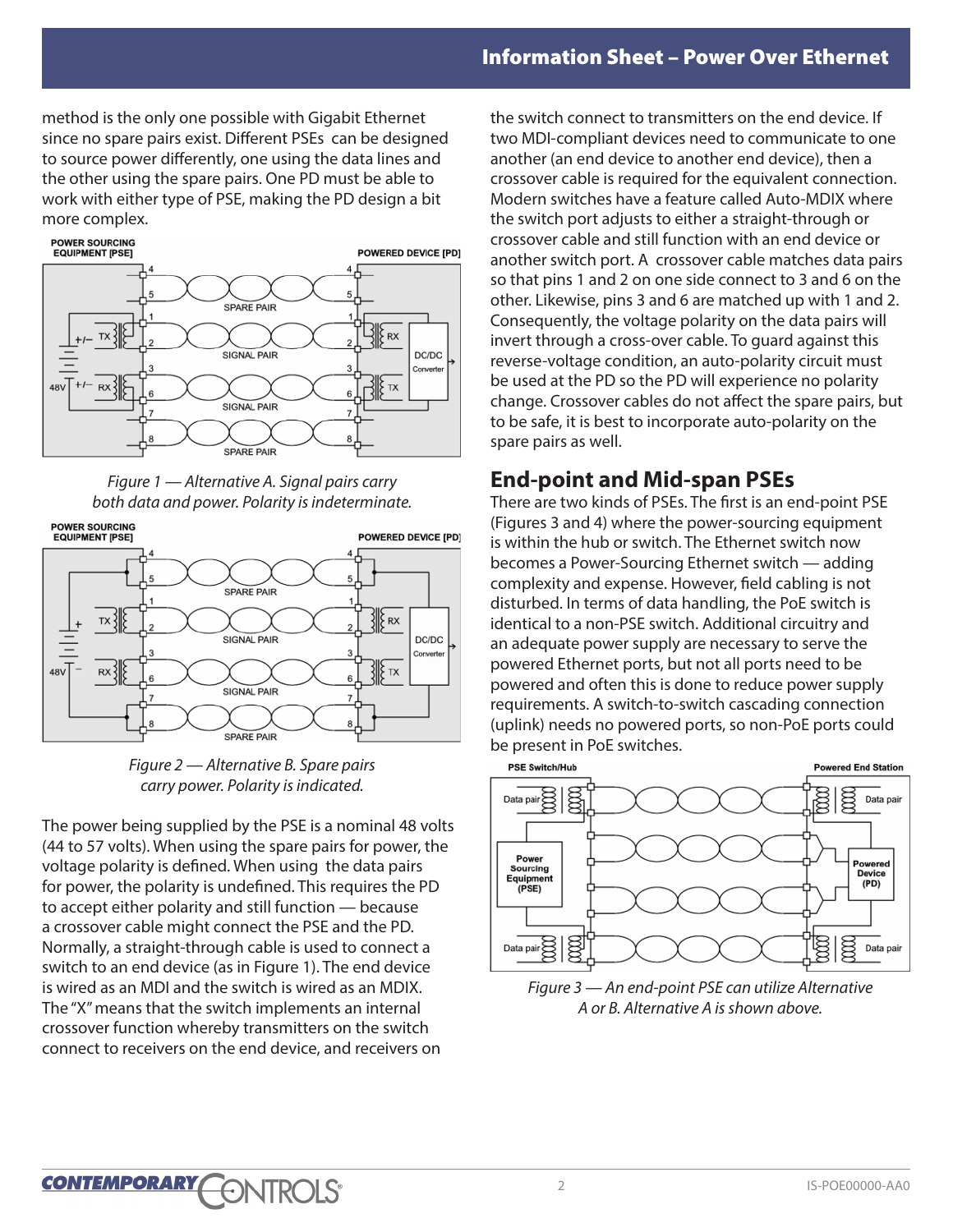method is the only one possible with Gigabit Ethernet since no spare pairs exist. Different PSEs can be designed to source power differently, one using the data lines and the other using the spare pairs. One PD must be able to work with either type of PSE, making the PD design a bit more complex.

*Figure 1 — Alternative A. Signal pairs carry both data and power. Polarity is indeterminate.*

*Figure 2 — Alternative B. Spare pairs carry power. Polarity is indicated.*

The power being supplied by the PSE is a nominal 48 volts (44 to 57 volts). When using the spare pairs for power, the voltage polarity is defined. When using the data pairs for power, the polarity is undefined. This requires the PD to accept either polarity and still function — because a crossover cable might connect the PSE and the PD. Normally, a straight-through cable is used to connect a switch to an end device (as in Figure 1). The end device is wired as an MDI and the switch is wired as an MDIX. The "X" means that the switch implements an internal crossover function whereby transmitters on the switch connect to receivers on the end device, and receivers on the switch connect to transmitters on the end device. If two MDI-compliant devices need to communicate to one another (an end device to another end device), then a crossover cable is required for the equivalent connection. Modern switches have a feature called Auto-MDIX where the switch port adjusts to either a straight-through or crossover cable and still function with an end device or another switch port. A crossover cable matches data pairs so that pins 1 and 2 on one side connect to 3 and 6 on the other. Likewise, pins 3 and 6 are matched up with 1 and 2. Consequently, the voltage polarity on the data pairs will invert through a cross-over cable. To guard against this reverse-voltage condition, an auto-polarity circuit must be used at the PD so the PD will experience no polarity change. Crossover cables do not affect the spare pairs, but to be safe, it is best to incorporate auto-polarity on the spare pairs as well.

## End-point and Mid-span PSEs

There are two kinds of PSEs. The first is an end-point PSE (Figures 3 and 4) where the power-sourcing equipment is within the hub or switch. The Ethernet switch now becomes a Power-Sourcing Ethernet switch — adding complexity and expense. However, field cabling is not disturbed. In terms of data handling, the PoE switch is identical to a non-PSE switch. Additional circuitry and an adequate power supply are necessary to serve the powered Ethernet ports, but not all ports need to be powered and often this is done to reduce power supply requirements. A switch-to-switch cascading connection (uplink) needs no powered ports, so non-PoE ports could be present in PoE switches.

*Figure 3 — An end-point PSE can utilize Alternative A or B. Alternative A is shown above.*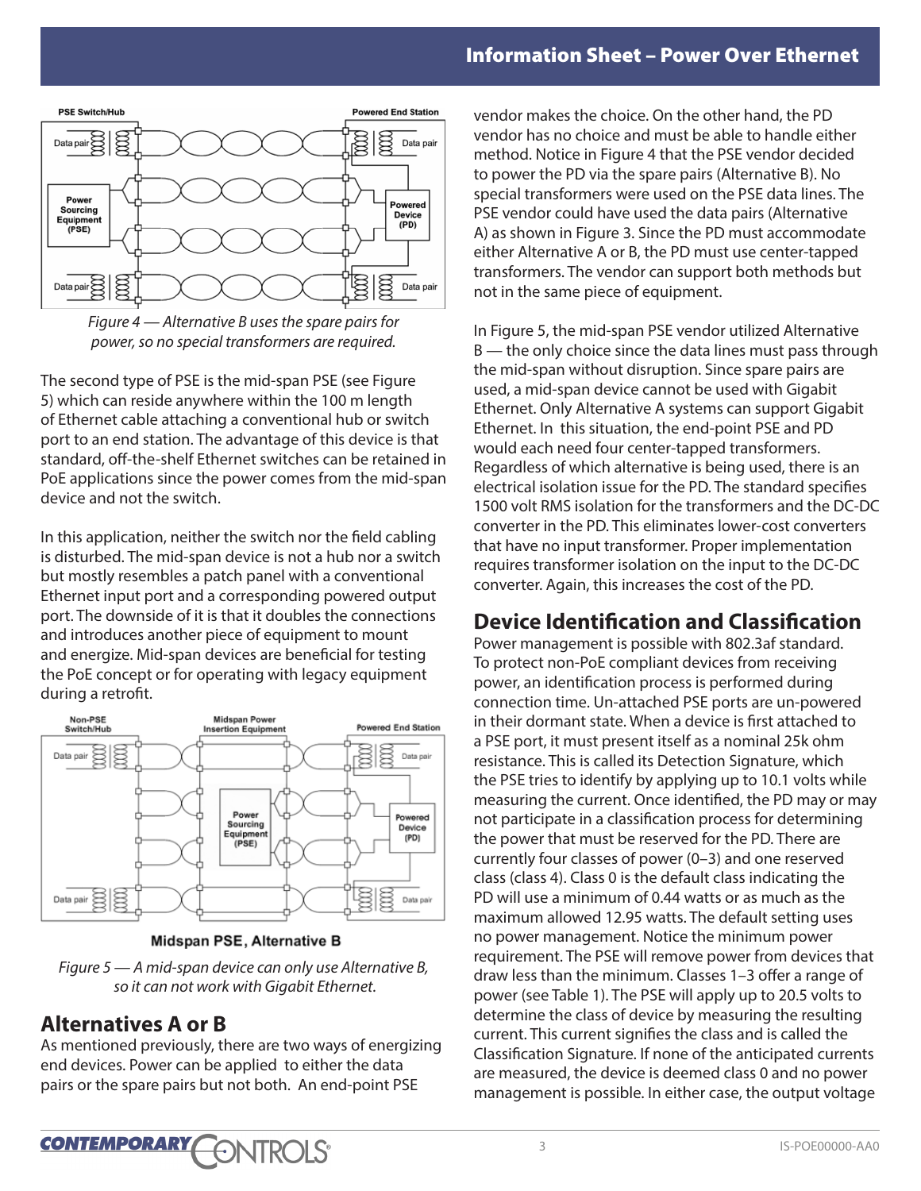Figure 4 — Alternative B uses the spare pairs for power, so no special transformers are required.

The second type of PSE is the mid-span PSE (see Figure 5) which can reside anywhere within the 100 m length of Ethernet cable attaching a conventional hub or switch port to an end station. The advantage of this device is that standard, off-the-shelf Ethernet switches can be retained in PoE applications since the power comes from the mid-span device and not the switch.

In this application, neither the switch nor the field cabling is disturbed. The mid-span device is not a hub nor a switch but mostly resembles a patch panel with a conventional Ethernet input port and a corresponding powered output port. The downside of it is that it doubles the connections and introduces another piece of equipment to mount and energize. Mid-span devices are beneficial for testing the PoE concept or for operating with legacy equipment during a retrofit.

Midspan PSE, Alternative B

Figure 5 — A mid-span device can only use Alternative B, so it can not work with Gigabit Ethernet.

## Alternatives A or B

As mentioned previously, there are two ways of energizing end devices. Power can be applied to either the data pairs or the spare pairs but not both. An end-point PSE vendor makes the choice. On the other hand, the PD vendor has no choice and must be able to handle either method. Notice in Figure 4 that the PSE vendor decided to power the PD via the spare pairs (Alternative B). No special transformers were used on the PSE data lines. The PSE vendor could have used the data pairs (Alternative A) as shown in Figure 3. Since the PD must accommodate either Alternative A or B, the PD must use center-tapped transformers. The vendor can support both methods but not in the same piece of equipment.

In Figure 5, the mid-span PSE vendor utilized Alternative B — the only choice since the data lines must pass through the mid-span without disruption. Since spare pairs are used, a mid-span device cannot be used with Gigabit Ethernet. Only Alternative A systems can support Gigabit Ethernet. In this situation, the end-point PSE and PD would each need four center-tapped transformers. Regardless of which alternative is being used, there is an electrical isolation issue for the PD. The standard specifies 1500 volt RMS isolation for the transformers and the DC-DC converter in the PD. This eliminates lower-cost converters that have no input transformer. Proper implementation requires transformer isolation on the input to the DC-DC converter. Again, this increases the cost of the PD.

## Device Identification and Classification

Power management is possible with 802.3af standard. To protect non-PoE compliant devices from receiving power, an identification process is performed during connection time. Un-attached PSE ports are un-powered in their dormant state. When a device is first attached to a PSE port, it must present itself as a nominal 25k ohm resistance. This is called its Detection Signature, which the PSE tries to identify by applying up to 10.1 volts while measuring the current. Once identified, the PD may or may not participate in a classification process for determining the power that must be reserved for the PD. There are currently four classes of power (0–3) and one reserved class (class 4). Class 0 is the default class indicating the PD will use a minimum of 0.44 watts or as much as the maximum allowed 12.95 watts. The default setting uses no power management. Notice the minimum power requirement. The PSE will remove power from devices that draw less than the minimum. Classes 1–3 offer a range of power (see Table 1). The PSE will apply up to 20.5 volts to determine the class of device by measuring the resulting current. This current signifies the class and is called the Classification Signature. If none of the anticipated currents are measured, the device is deemed class 0 and no power management is possible. In either case, the output voltage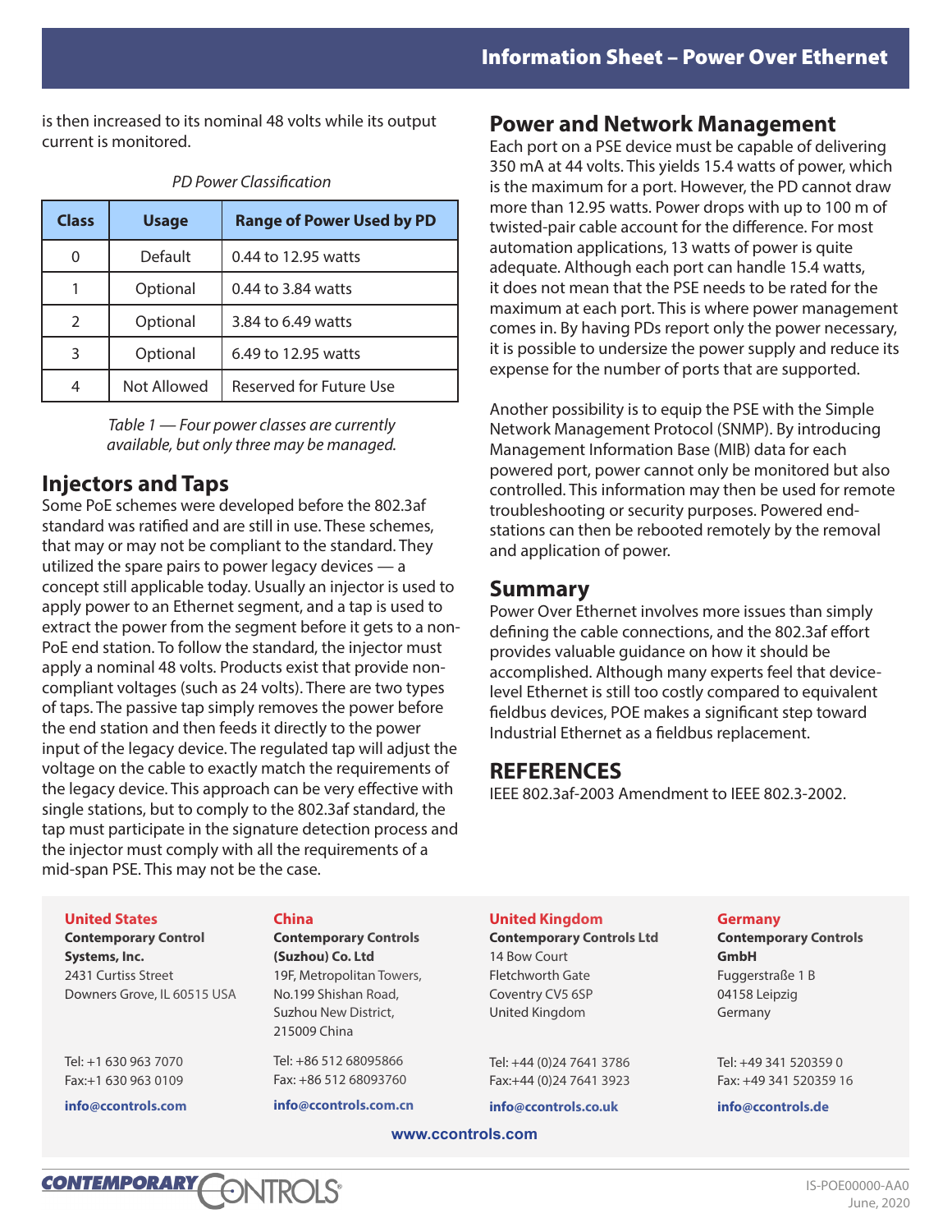is then increased to its nominal 48 volts while its output current is monitored.

*PD Power Classification*

| Class | Usage | Range of Power Used by PD |
|---|---|---|
| 0 | Default | 0.44 to 12.95 watts |
| 1 | Optional | 0.44 to 3.84 watts |
| 2 | Optional | 3.84 to 6.49 watts |
| 3 | Optional | 6.49 to 12.95 watts |
| 4 | Not Allowed | Reserved for Future Use |

*Table 1 — Four power classes are currently available, but only three may be managed.*

## Injectors and Taps

Some PoE schemes were developed before the 802.3af standard was ratified and are still in use. These schemes, that may or may not be compliant to the standard. They utilized the spare pairs to power legacy devices — a concept still applicable today. Usually an injector is used to apply power to an Ethernet segment, and a tap is used to extract the power from the segment before it gets to a non-PoE end station. To follow the standard, the injector must apply a nominal 48 volts. Products exist that provide non-compliant voltages (such as 24 volts). There are two types of taps. The passive tap simply removes the power before the end station and then feeds it directly to the power input of the legacy device. The regulated tap will adjust the voltage on the cable to exactly match the requirements of the legacy device. This approach can be very effective with single stations, but to comply to the 802.3af standard, the tap must participate in the signature detection process and the injector must comply with all the requirements of a mid-span PSE. This may not be the case.

## Power and Network Management

Each port on a PSE device must be capable of delivering 350 mA at 44 volts. This yields 15.4 watts of power, which is the maximum for a port. However, the PD cannot draw more than 12.95 watts. Power drops with up to 100 m of twisted-pair cable account for the difference. For most automation applications, 13 watts of power is quite adequate. Although each port can handle 15.4 watts, it does not mean that the PSE needs to be rated for the maximum at each port. This is where power management comes in. By having PDs report only the power necessary, it is possible to undersize the power supply and reduce its expense for the number of ports that are supported.

Another possibility is to equip the PSE with the Simple Network Management Protocol (SNMP). By introducing Management Information Base (MIB) data for each powered port, power cannot only be monitored but also controlled. This information may then be used for remote troubleshooting or security purposes. Powered end-stations can then be rebooted remotely by the removal and application of power.

## Summary

Power Over Ethernet involves more issues than simply defining the cable connections, and the 802.3af effort provides valuable guidance on how it should be accomplished. Although many experts feel that device-level Ethernet is still too costly compared to equivalent fieldbus devices, POE makes a significant step toward Industrial Ethernet as a fieldbus replacement.

## REFERENCES

IEEE 802.3af-2003 Amendment to IEEE 802.3-2002.

**United States**
**Contemporary Control Systems, Inc.**
2431 Curtiss Street
Downers Grove, IL 60515 USA

Tel: +1 630 963 7070
Fax:+1 630 963 0109

**info@ccontrols.com**

**China**
**Contemporary Controls (Suzhou) Co. Ltd**
19F, Metropolitan Towers,
No.199 Shishan Road,
Suzhou New District,
215009 China

Tel: +86 512 68095866
Fax: +86 512 68093760

**info@ccontrols.com.cn**

**United Kingdom**
**Contemporary Controls Ltd**
14 Bow Court
Fletchworth Gate
Coventry CV5 6SP
United Kingdom

Tel: +44 (0)24 7641 3786
Fax:+44 (0)24 7641 3923

**info@ccontrols.co.uk**

**Germany**
**Contemporary Controls GmbH**
Fuggerstraße 1 B
04158 Leipzig
Germany

Tel: +49 341 520359 0
Fax: +49 341 520359 16

**info@ccontrols.de**

**www.ccontrols.com**

IS-POE00000-AA0
June, 2020